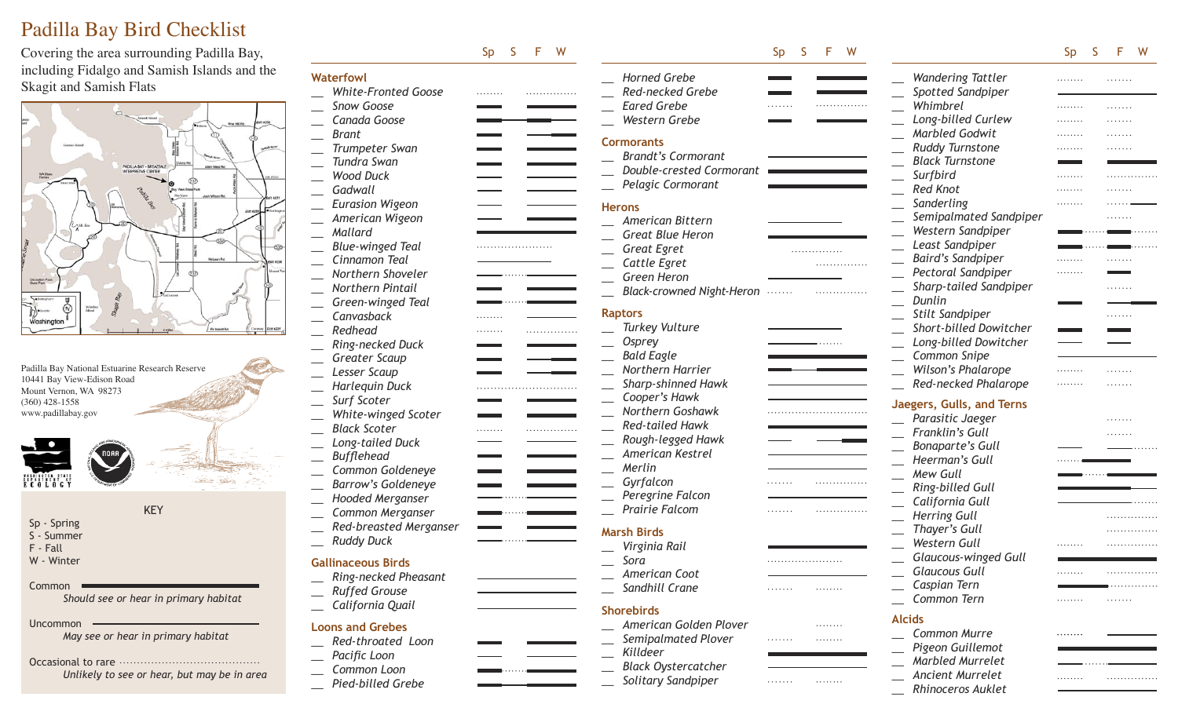# Padilla Bay Bird Checklist

Covering the area surrounding Padilla Bay, including Fidalgo and Samish Islands and the Skagit and Samish Flats

Padilla Bay National Estuarine Research Reserve
10441 Bay View-Edison Road
Mount Vernon, WA 98273
(360) 428-1558
www.padillabay.gov

**KEY**

Sp - Spring
S - Summer
F - Fall
W - Winter

Common — *Should see or hear in primary habitat*

Uncommon — *May see or hear in primary habitat*

Occasional to rare — *Unlikely to see or hear, but may be in area*

## Waterfowl

- __ *White-Fronted Goose*
- __ *Snow Goose*
- __ *Canada Goose*
- __ *Brant*
- __ *Trumpeter Swan*
- __ *Tundra Swan*
- __ *Wood Duck*
- __ *Gadwall*
- __ *Eurasion Wigeon*
- __ *American Wigeon*
- __ *Mallard*
- __ *Blue-winged Teal*
- __ *Cinnamon Teal*
- __ *Northern Shoveler*
- __ *Northern Pintail*
- __ *Green-winged Teal*
- __ *Canvasback*
- __ *Redhead*
- __ *Ring-necked Duck*
- __ *Greater Scaup*
- __ *Lesser Scaup*
- __ *Harlequin Duck*
- __ *Surf Scoter*
- __ *White-winged Scoter*
- __ *Black Scoter*
- __ *Long-tailed Duck*
- __ *Bufflehead*
- __ *Common Goldeneye*
- __ *Barrow's Goldeneye*
- __ *Hooded Merganser*
- __ *Common Merganser*
- __ *Red-breasted Merganser*
- __ *Ruddy Duck*

## Gallinaceous Birds

- __ *Ring-necked Pheasant*
- __ *Ruffed Grouse*
- __ *California Quail*

## Loons and Grebes

- __ *Red-throated Loon*
- __ *Pacific Loon*
- __ *Common Loon*
- __ *Pied-billed Grebe*
- __ *Horned Grebe*
- __ *Red-necked Grebe*
- __ *Eared Grebe*
- __ *Western Grebe*

## Cormorants

- __ *Brandt's Cormorant*
- __ *Double-crested Cormorant*
- __ *Pelagic Cormorant*

## Herons

- __ *American Bittern*
- __ *Great Blue Heron*
- __ *Great Egret*
- __ *Cattle Egret*
- __ *Green Heron*
- __ *Black-crowned Night-Heron*

## Raptors

- __ *Turkey Vulture*
- __ *Osprey*
- __ *Bald Eagle*
- __ *Northern Harrier*
- __ *Sharp-shinned Hawk*
- __ *Cooper's Hawk*
- __ *Northern Goshawk*
- __ *Red-tailed Hawk*
- __ *Rough-legged Hawk*
- __ *American Kestrel*
- __ *Merlin*
- __ *Gyrfalcon*
- __ *Peregrine Falcon*
- __ *Prairie Falcom*

## Marsh Birds

- __ *Virginia Rail*
- __ *Sora*
- __ *American Coot*
- __ *Sandhill Crane*

## Shorebirds

- __ *American Golden Plover*
- __ *Semipalmated Plover*
- __ *Killdeer*
- __ *Black Oystercatcher*
- __ *Solitary Sandpiper*
- __ *Wandering Tattler*
- __ *Spotted Sandpiper*
- __ *Whimbrel*
- __ *Long-billed Curlew*
- __ *Marbled Godwit*
- __ *Ruddy Turnstone*
- __ *Black Turnstone*
- __ *Surfbird*
- __ *Red Knot*
- __ *Sanderling*
- __ *Semipalmated Sandpiper*
- __ *Western Sandpiper*
- __ *Least Sandpiper*
- __ *Baird's Sandpiper*
- __ *Pectoral Sandpiper*
- __ *Sharp-tailed Sandpiper*
- __ *Dunlin*
- __ *Stilt Sandpiper*
- __ *Short-billed Dowitcher*
- __ *Long-billed Dowitcher*
- __ *Common Snipe*
- __ *Wilson's Phalarope*
- __ *Red-necked Phalarope*

## Jaegers, Gulls, and Terns

- __ *Parasitic Jaeger*
- __ *Franklin's Gull*
- __ *Bonaparte's Gull*
- __ *Heerman's Gull*
- __ *Mew Gull*
- __ *Ring-billed Gull*
- __ *California Gull*
- __ *Herring Gull*
- __ *Thayer's Gull*
- __ *Western Gull*
- __ *Glaucous-winged Gull*
- __ *Glaucous Gull*
- __ *Caspian Tern*
- __ *Common Tern*

## Alcids

- __ *Common Murre*
- __ *Pigeon Guillemot*
- __ *Marbled Murrelet*
- __ *Ancient Murrelet*
- __ *Rhinoceros Auklet*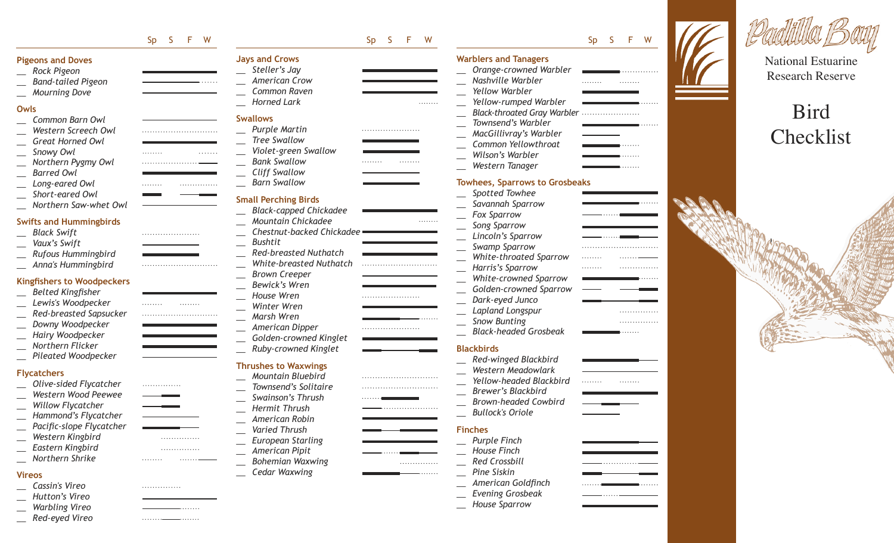# Padilla Bay

National Estuarine Research Reserve

## Bird Checklist

Sp S F W

### Pigeons and Doves

- __ *Rock Pigeon*
- __ *Band-tailed Pigeon*
- __ *Mourning Dove*

### Owls

- __ *Common Barn Owl*
- __ *Western Screech Owl*
- __ *Great Horned Owl*
- __ *Snowy Owl*
- __ *Northern Pygmy Owl*
- __ *Barred Owl*
- __ *Long-eared Owl*
- __ *Short-eared Owl*
- __ *Northern Saw-whet Owl*

### Swifts and Hummingbirds

- __ *Black Swift*
- __ *Vaux's Swift*
- __ *Rufous Hummingbird*
- __ *Anna's Hummingbird*

### Kingfishers to Woodpeckers

- __ *Belted Kingfisher*
- __ *Lewis's Woodpecker*
- __ *Red-breasted Sapsucker*
- __ *Downy Woodpecker*
- __ *Hairy Woodpecker*
- __ *Northern Flicker*
- __ *Pileated Woodpecker*

### Flycatchers

- __ *Olive-sided Flycatcher*
- __ *Western Wood Peewee*
- __ *Willow Flycatcher*
- __ *Hammond's Flycatcher*
- __ *Pacific-slope Flycatcher*
- __ *Western Kingbird*
- __ *Eastern Kingbird*
- __ *Northern Shrike*

### Vireos

- __ *Cassin's Vireo*
- __ *Hutton's Vireo*
- __ *Warbling Vireo*
- __ *Red-eyed Vireo*

### Jays and Crows

- __ *Steller's Jay*
- __ *American Crow*
- __ *Common Raven*
- __ *Horned Lark*

### Swallows

- __ *Purple Martin*
- __ *Tree Swallow*
- __ *Violet-green Swallow*
- __ *Bank Swallow*
- __ *Cliff Swallow*
- __ *Barn Swallow*

### Small Perching Birds

- __ *Black-capped Chickadee*
- __ *Mountain Chickadee*
- __ *Chestnut-backed Chickadee*
- __ *Bushtit*
- __ *Red-breasted Nuthatch*
- __ *White-breasted Nuthatch*
- __ *Brown Creeper*
- __ *Bewick's Wren*
- __ *House Wren*
- __ *Winter Wren*
- __ *Marsh Wren*
- __ *American Dipper*
- __ *Golden-crowned Kinglet*
- __ *Ruby-crowned Kinglet*

### Thrushes to Waxwings

- __ *Mountain Bluebird*
- __ *Townsend's Solitaire*
- __ *Swainson's Thrush*
- __ *Hermit Thrush*
- __ *American Robin*
- __ *Varied Thrush*
- __ *European Starling*
- __ *American Pipit*
- __ *Bohemian Waxwing*
- __ *Cedar Waxwing*

### Warblers and Tanagers

- __ *Orange-crowned Warbler*
- __ *Nashville Warbler*
- __ *Yellow Warbler*
- __ *Yellow-rumped Warbler*
- __ *Black-throated Gray Warbler*
- __ *Townsend's Warbler*
- __ *MacGillivray's Warbler*
- __ *Common Yellowthroat*
- __ *Wilson's Warbler*
- __ *Western Tanager*

### Towhees, Sparrows to Grosbeaks

- __ *Spotted Towhee*
- __ *Savannah Sparrow*
- __ *Fox Sparrow*
- __ *Song Sparrow*
- __ *Lincoln's Sparrow*
- __ *Swamp Sparrow*
- __ *White-throated Sparrow*
- __ *Harris's Sparrow*
- __ *White-crowned Sparrow*
- __ *Golden-crowned Sparrow*
- __ *Dark-eyed Junco*
- __ *Lapland Longspur*
- __ *Snow Bunting*
- __ *Black-headed Grosbeak*

### Blackbirds

- __ *Red-winged Blackbird*
- __ *Western Meadowlark*
- __ *Yellow-headed Blackbird*
- __ *Brewer's Blackbird*
- __ *Brown-headed Cowbird*
- __ *Bullock's Oriole*

### Finches

- __ *Purple Finch*
- __ *House Finch*
- __ *Red Crossbill*
- __ *Pine Siskin*
- __ *American Goldfinch*
- __ *Evening Grosbeak*
- __ *House Sparrow*